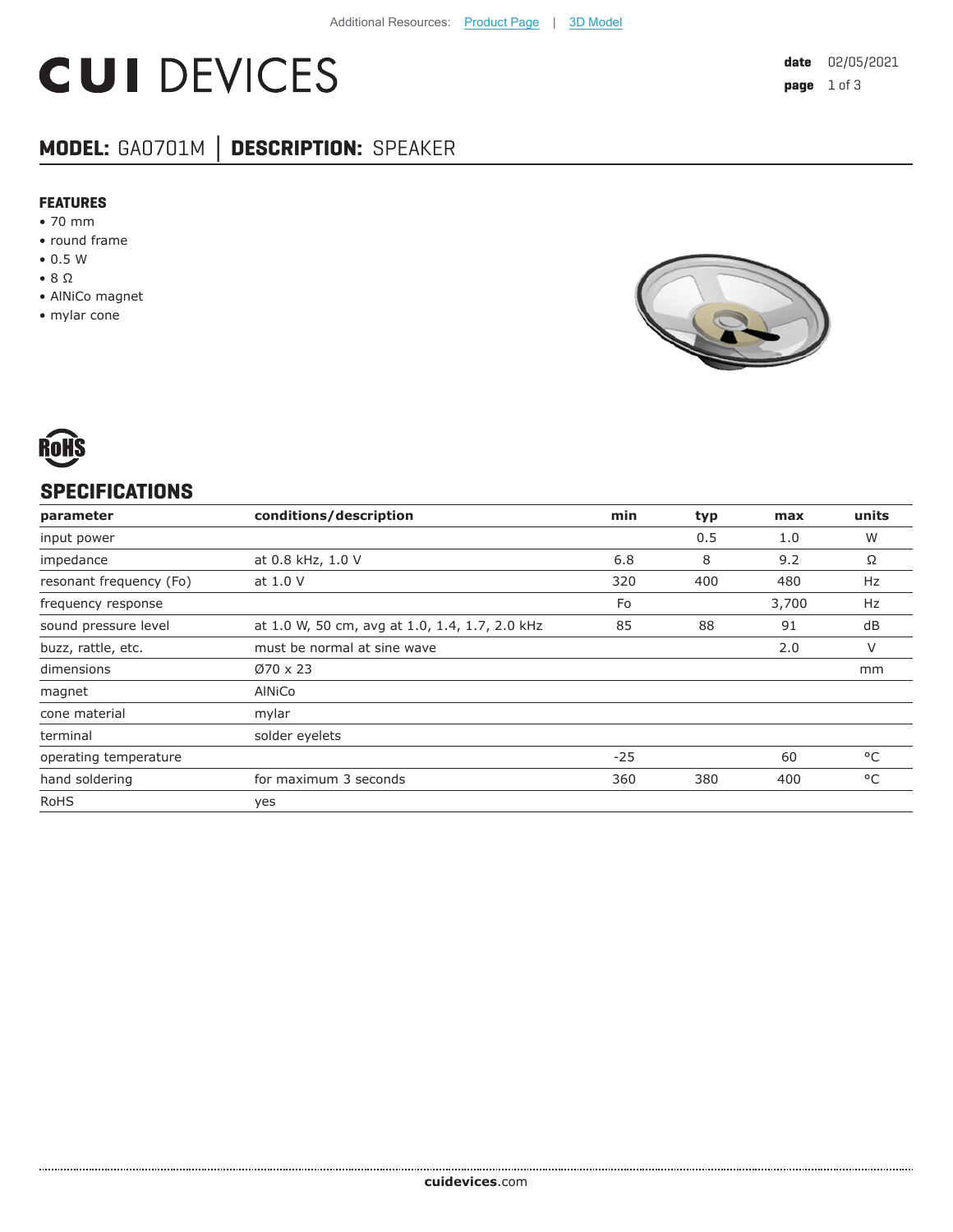Additional Resources: Product Page | 3D Model

# CUI DEVICES

**date** 02/05/2021

## MODEL: GA0701M │ DESCRIPTION: SPEAKER

### FEATURES

- 70 mm
- round frame
- 0.5 W
- 8 Ω
- AlNiCo magnet
- mylar cone

RoHS

## SPECIFICATIONS

| parameter | conditions/description | min | typ | max | units |
|---|---|---|---|---|---|
| input power | | | 0.5 | 1.0 | W |
| impedance | at 0.8 kHz, 1.0 V | 6.8 | 8 | 9.2 | Ω |
| resonant frequency (Fo) | at 1.0 V | 320 | 400 | 480 | Hz |
| frequency response | | Fo | | 3,700 | Hz |
| sound pressure level | at 1.0 W, 50 cm, avg at 1.0, 1.4, 1.7, 2.0 kHz | 85 | 88 | 91 | dB |
| buzz, rattle, etc. | must be normal at sine wave | | | 2.0 | V |
| dimensions | Ø70 x 23 | | | | mm |
| magnet | AlNiCo | | | | |
| cone material | mylar | | | | |
| terminal | solder eyelets | | | | |
| operating temperature | | -25 | | 60 | °C |
| hand soldering | for maximum 3 seconds | 360 | 380 | 400 | °C |
| RoHS | yes | | | | |

**cuidevices**.com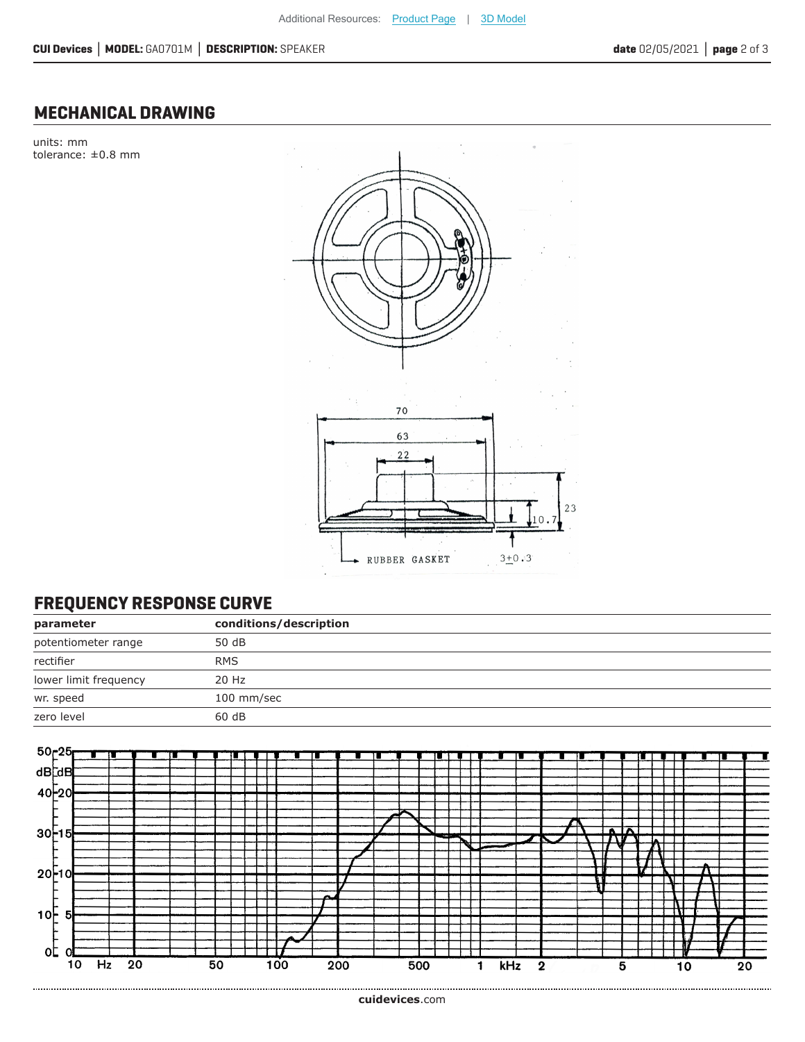## MECHANICAL DRAWING

units: mm
tolerance: ±0.8 mm

## FREQUENCY RESPONSE CURVE

| parameter | conditions/description |
|---|---|
| potentiometer range | 50 dB |
| rectifier | RMS |
| lower limit frequency | 20 Hz |
| wr. speed | 100 mm/sec |
| zero level | 60 dB |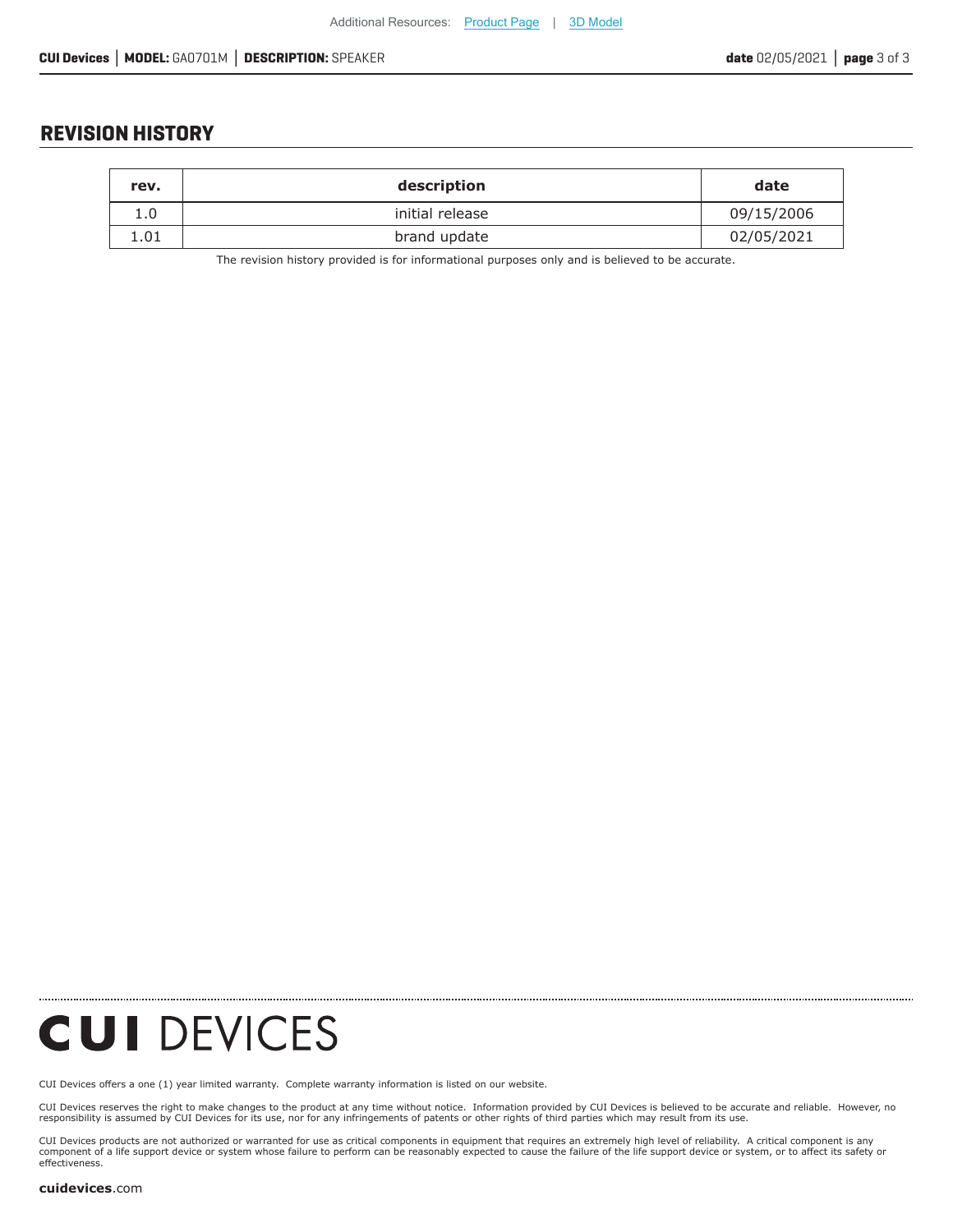## REVISION HISTORY

| rev. | description | date |
| --- | --- | --- |
| 1.0 | initial release | 09/15/2006 |
| 1.01 | brand update | 02/05/2021 |

The revision history provided is for informational purposes only and is believed to be accurate.

**CUI** DEVICES

CUI Devices offers a one (1) year limited warranty. Complete warranty information is listed on our website.

CUI Devices reserves the right to make changes to the product at any time without notice. Information provided by CUI Devices is believed to be accurate and reliable. However, no responsibility is assumed by CUI Devices for its use, nor for any infringements of patents or other rights of third parties which may result from its use.

CUI Devices products are not authorized or warranted for use as critical components in equipment that requires an extremely high level of reliability. A critical component is any component of a life support device or system whose failure to perform can be reasonably expected to cause the failure of the life support device or system, or to affect its safety or effectiveness.

**cuidevices**.com